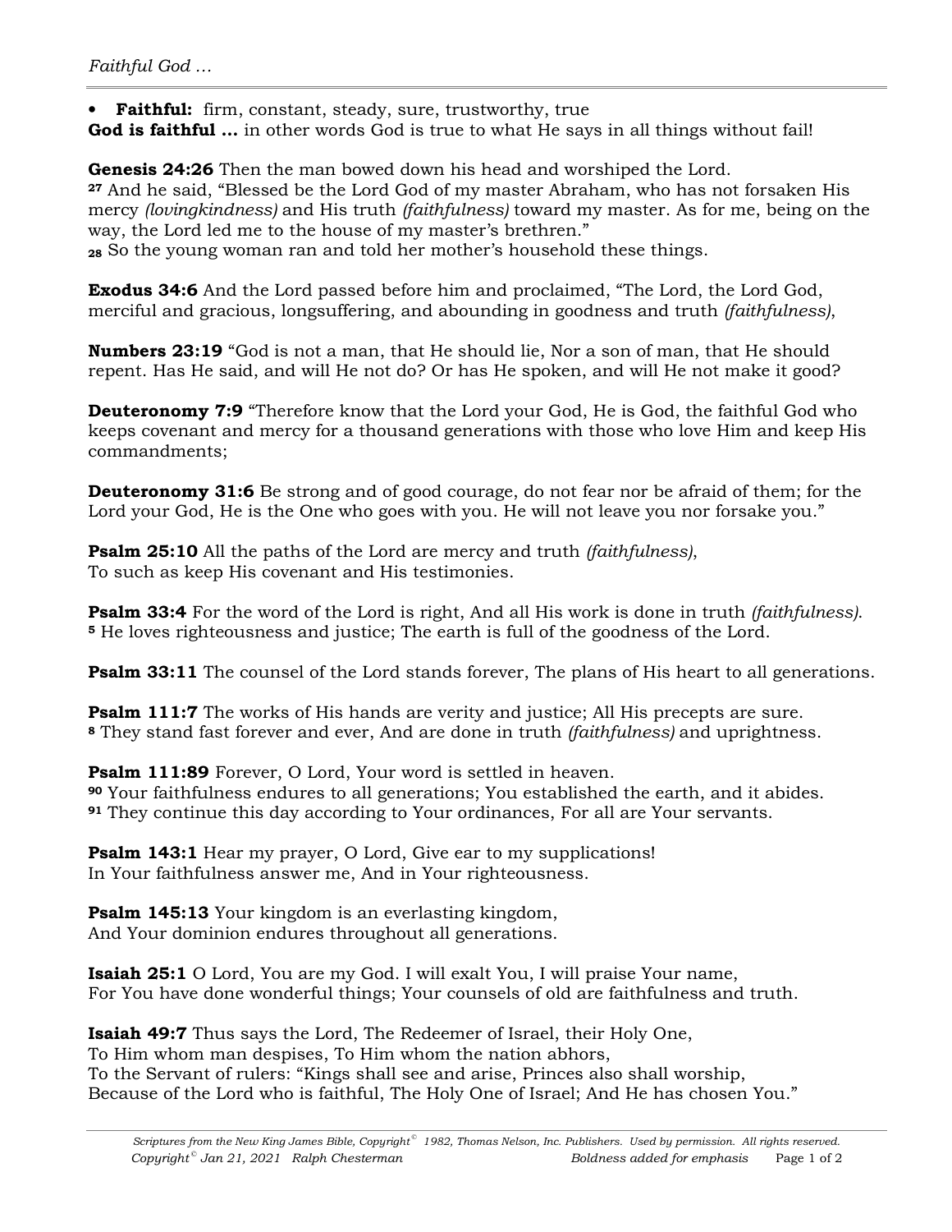- **Faithful:** firm, constant, steady, sure, trustworthy, true

**God is faithful …** in other words God is true to what He says in all things without fail!

**Genesis 24:26** Then the man bowed down his head and worshiped the Lord.
**27** And he said, "Blessed be the Lord God of my master Abraham, who has not forsaken His mercy *(lovingkindness)* and His truth *(faithfulness)* toward my master. As for me, being on the way, the Lord led me to the house of my master's brethren."
**28** So the young woman ran and told her mother's household these things.

**Exodus 34:6** And the Lord passed before him and proclaimed, "The Lord, the Lord God, merciful and gracious, longsuffering, and abounding in goodness and truth *(faithfulness)*,

**Numbers 23:19** "God is not a man, that He should lie, Nor a son of man, that He should repent. Has He said, and will He not do? Or has He spoken, and will He not make it good?

**Deuteronomy 7:9** "Therefore know that the Lord your God, He is God, the faithful God who keeps covenant and mercy for a thousand generations with those who love Him and keep His commandments;

**Deuteronomy 31:6** Be strong and of good courage, do not fear nor be afraid of them; for the Lord your God, He is the One who goes with you. He will not leave you nor forsake you."

**Psalm 25:10** All the paths of the Lord are mercy and truth *(faithfulness)*,
To such as keep His covenant and His testimonies.

**Psalm 33:4** For the word of the Lord is right, And all His work is done in truth *(faithfulness)*.
**5** He loves righteousness and justice; The earth is full of the goodness of the Lord.

**Psalm 33:11** The counsel of the Lord stands forever, The plans of His heart to all generations.

**Psalm 111:7** The works of His hands are verity and justice; All His precepts are sure.
**8** They stand fast forever and ever, And are done in truth *(faithfulness)* and uprightness.

**Psalm 111:89** Forever, O Lord, Your word is settled in heaven.
**90** Your faithfulness endures to all generations; You established the earth, and it abides.
**91** They continue this day according to Your ordinances, For all are Your servants.

**Psalm 143:1** Hear my prayer, O Lord, Give ear to my supplications!
In Your faithfulness answer me, And in Your righteousness.

**Psalm 145:13** Your kingdom is an everlasting kingdom,
And Your dominion endures throughout all generations.

**Isaiah 25:1** O Lord, You are my God. I will exalt You, I will praise Your name,
For You have done wonderful things; Your counsels of old are faithfulness and truth.

**Isaiah 49:7** Thus says the Lord, The Redeemer of Israel, their Holy One,
To Him whom man despises, To Him whom the nation abhors,
To the Servant of rulers: "Kings shall see and arise, Princes also shall worship,
Because of the Lord who is faithful, The Holy One of Israel; And He has chosen You."

*Scriptures from the New King James Bible, Copyright© 1982, Thomas Nelson, Inc. Publishers. Used by permission. All rights reserved.*
*Copyright© Jan 21, 2021 Ralph Chesterman* *Boldness added for emphasis*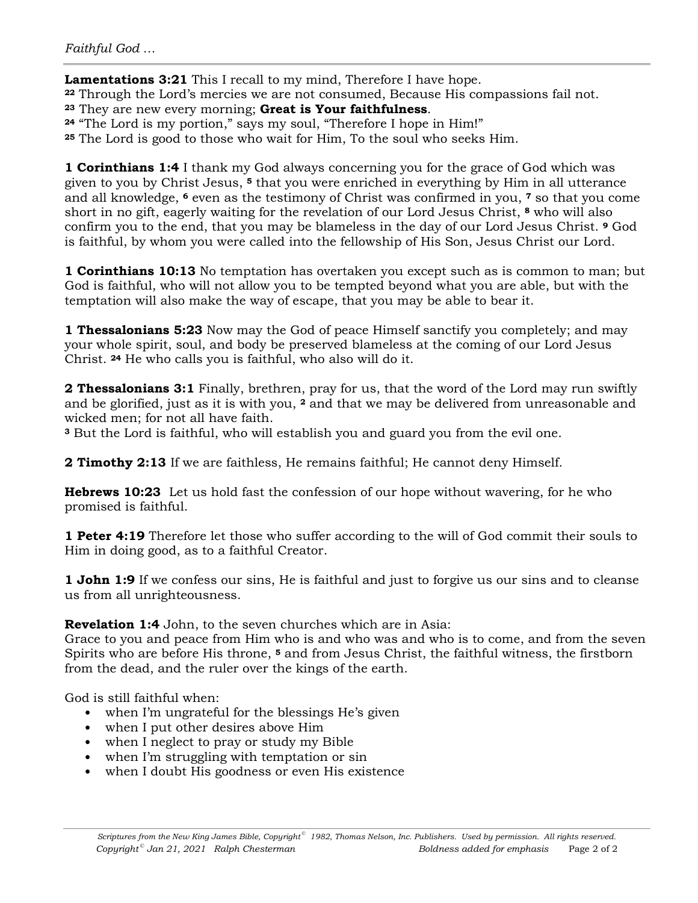**Lamentations 3:21** This I recall to my mind, Therefore I have hope.
**22** Through the Lord's mercies we are not consumed, Because His compassions fail not.
**23** They are new every morning; **Great is Your faithfulness**.
**24** "The Lord is my portion," says my soul, "Therefore I hope in Him!"
**25** The Lord is good to those who wait for Him, To the soul who seeks Him.

**1 Corinthians 1:4** I thank my God always concerning you for the grace of God which was given to you by Christ Jesus, **5** that you were enriched in everything by Him in all utterance and all knowledge, **6** even as the testimony of Christ was confirmed in you, **7** so that you come short in no gift, eagerly waiting for the revelation of our Lord Jesus Christ, **8** who will also confirm you to the end, that you may be blameless in the day of our Lord Jesus Christ. **9** God is faithful, by whom you were called into the fellowship of His Son, Jesus Christ our Lord.

**1 Corinthians 10:13** No temptation has overtaken you except such as is common to man; but God is faithful, who will not allow you to be tempted beyond what you are able, but with the temptation will also make the way of escape, that you may be able to bear it.

**1 Thessalonians 5:23** Now may the God of peace Himself sanctify you completely; and may your whole spirit, soul, and body be preserved blameless at the coming of our Lord Jesus Christ. **24** He who calls you is faithful, who also will do it.

**2 Thessalonians 3:1** Finally, brethren, pray for us, that the word of the Lord may run swiftly and be glorified, just as it is with you, **2** and that we may be delivered from unreasonable and wicked men; for not all have faith.
**3** But the Lord is faithful, who will establish you and guard you from the evil one.

**2 Timothy 2:13** If we are faithless, He remains faithful; He cannot deny Himself.

**Hebrews 10:23** Let us hold fast the confession of our hope without wavering, for he who promised is faithful.

**1 Peter 4:19** Therefore let those who suffer according to the will of God commit their souls to Him in doing good, as to a faithful Creator.

**1 John 1:9** If we confess our sins, He is faithful and just to forgive us our sins and to cleanse us from all unrighteousness.

**Revelation 1:4** John, to the seven churches which are in Asia:
Grace to you and peace from Him who is and who was and who is to come, and from the seven Spirits who are before His throne, **5** and from Jesus Christ, the faithful witness, the firstborn from the dead, and the ruler over the kings of the earth.

God is still faithful when:

- when I'm ungrateful for the blessings He's given
- when I put other desires above Him
- when I neglect to pray or study my Bible
- when I'm struggling with temptation or sin
- when I doubt His goodness or even His existence

*Scriptures from the New King James Bible, Copyright© 1982, Thomas Nelson, Inc. Publishers. Used by permission. All rights reserved.*
*Copyright© Jan 21, 2021 Ralph Chesterman* *Boldness added for emphasis*